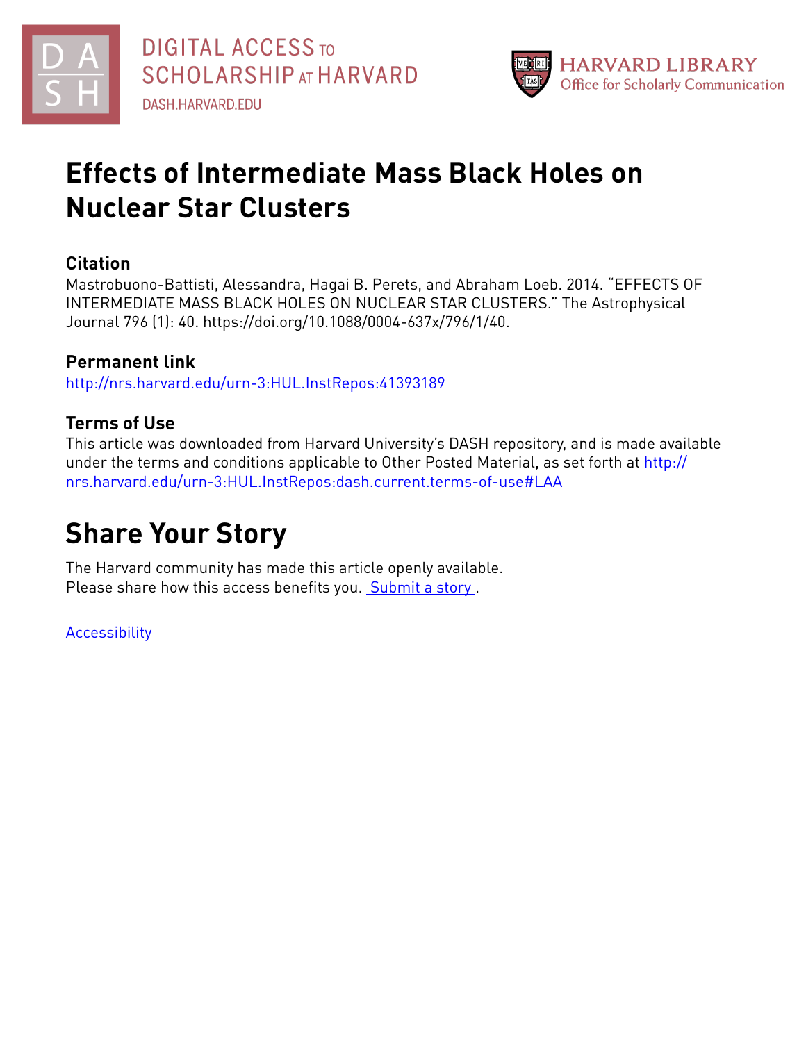# Effects of Intermediate Mass Black Holes on Nuclear Star Clusters

## Citation

Mastrobuono-Battisti, Alessandra, Hagai B. Perets, and Abraham Loeb. 2014. "EFFECTS OF INTERMEDIATE MASS BLACK HOLES ON NUCLEAR STAR CLUSTERS." The Astrophysical Journal 796 (1): 40. https://doi.org/10.1088/0004-637x/796/1/40.

## Permanent link

http://nrs.harvard.edu/urn-3:HUL.InstRepos:41393189

## Terms of Use

This article was downloaded from Harvard University's DASH repository, and is made available under the terms and conditions applicable to Other Posted Material, as set forth at http://nrs.harvard.edu/urn-3:HUL.InstRepos:dash.current.terms-of-use#LAA

# Share Your Story

The Harvard community has made this article openly available.
Please share how this access benefits you. Submit a story .

Accessibility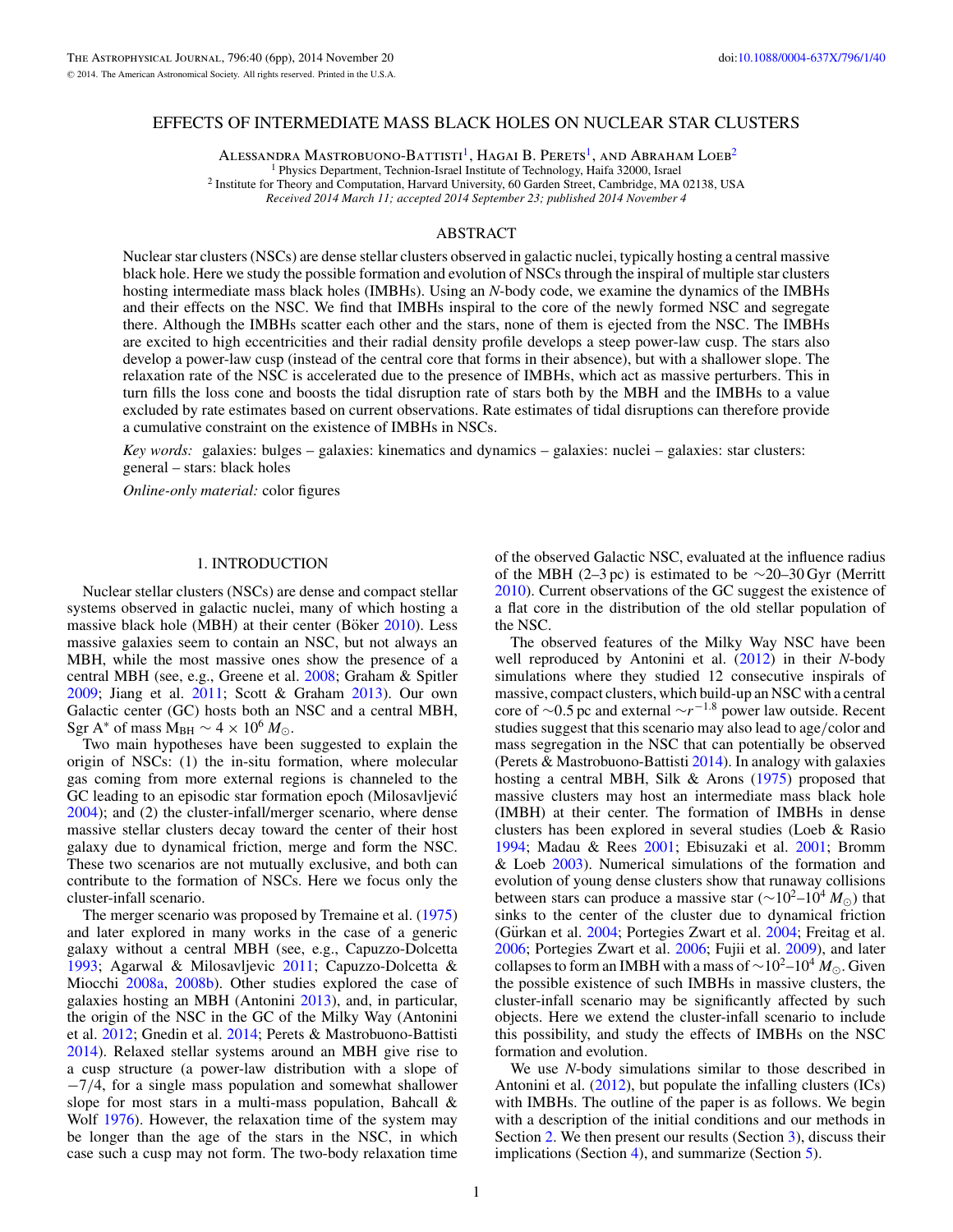# EFFECTS OF INTERMEDIATE MASS BLACK HOLES ON NUCLEAR STAR CLUSTERS

Alessandra Mastrobuono-Battisti[1], Hagai B. Perets[1], and Abraham Loeb[2]

[1] Physics Department, Technion-Israel Institute of Technology, Haifa 32000, Israel

[2] Institute for Theory and Computation, Harvard University, 60 Garden Street, Cambridge, MA 02138, USA

*Received 2014 March 11; accepted 2014 September 23; published 2014 November 4*

## ABSTRACT

Nuclear star clusters (NSCs) are dense stellar clusters observed in galactic nuclei, typically hosting a central massive black hole. Here we study the possible formation and evolution of NSCs through the inspiral of multiple star clusters hosting intermediate mass black holes (IMBHs). Using an *N*-body code, we examine the dynamics of the IMBHs and their effects on the NSC. We find that IMBHs inspiral to the core of the newly formed NSC and segregate there. Although the IMBHs scatter each other and the stars, none of them is ejected from the NSC. The IMBHs are excited to high eccentricities and their radial density profile develops a steep power-law cusp. The stars also develop a power-law cusp (instead of the central core that forms in their absence), but with a shallower slope. The relaxation rate of the NSC is accelerated due to the presence of IMBHs, which act as massive perturbers. This in turn fills the loss cone and boosts the tidal disruption rate of stars both by the MBH and the IMBHs to a value excluded by rate estimates based on current observations. Rate estimates of tidal disruptions can therefore provide a cumulative constraint on the existence of IMBHs in NSCs.

*Key words:* galaxies: bulges – galaxies: kinematics and dynamics – galaxies: nuclei – galaxies: star clusters: general – stars: black holes

*Online-only material:* color figures

## 1. INTRODUCTION

Nuclear stellar clusters (NSCs) are dense and compact stellar systems observed in galactic nuclei, many of which hosting a massive black hole (MBH) at their center (Böker 2010). Less massive galaxies seem to contain an NSC, but not always an MBH, while the most massive ones show the presence of a central MBH (see, e.g., Greene et al. 2008; Graham & Spitler 2009; Jiang et al. 2011; Scott & Graham 2013). Our own Galactic center (GC) hosts both an NSC and a central MBH, Sgr A* of mass $M_{BH} \sim 4 \times 10^6\,M_\odot$.

Two main hypotheses have been suggested to explain the origin of NSCs: (1) the in-situ formation, where molecular gas coming from more external regions is channeled to the GC leading to an episodic star formation epoch (Milosavljević 2004); and (2) the cluster-infall/merger scenario, where dense massive stellar clusters decay toward the center of their host galaxy due to dynamical friction, merge and form the NSC. These two scenarios are not mutually exclusive, and both can contribute to the formation of NSCs. Here we focus only the cluster-infall scenario.

The merger scenario was proposed by Tremaine et al. (1975) and later explored in many works in the case of a generic galaxy without a central MBH (see, e.g., Capuzzo-Dolcetta 1993; Agarwal & Milosavljevic 2011; Capuzzo-Dolcetta & Miocchi 2008a, 2008b). Other studies explored the case of galaxies hosting an MBH (Antonini 2013), and, in particular, the origin of the NSC in the GC of the Milky Way (Antonini et al. 2012; Gnedin et al. 2014; Perets & Mastrobuono-Battisti 2014). Relaxed stellar systems around an MBH give rise to a cusp structure (a power-law distribution with a slope of $-7/4$, for a single mass population and somewhat shallower slope for most stars in a multi-mass population, Bahcall & Wolf 1976). However, the relaxation time of the system may be longer than the age of the stars in the NSC, in which case such a cusp may not form. The two-body relaxation time of the observed Galactic NSC, evaluated at the influence radius of the MBH (2–3 pc) is estimated to be ~20–30 Gyr (Merritt 2010). Current observations of the GC suggest the existence of a flat core in the distribution of the old stellar population of the NSC.

The observed features of the Milky Way NSC have been well reproduced by Antonini et al. (2012) in their *N*-body simulations where they studied 12 consecutive inspirals of massive, compact clusters, which build-up an NSC with a central core of ~0.5 pc and external $\sim r^{-1.8}$ power law outside. Recent studies suggest that this scenario may also lead to age/color and mass segregation in the NSC that can potentially be observed (Perets & Mastrobuono-Battisti 2014). In analogy with galaxies hosting a central MBH, Silk & Arons (1975) proposed that massive clusters may host an intermediate mass black hole (IMBH) at their center. The formation of IMBHs in dense clusters has been explored in several studies (Loeb & Rasio 1994; Madau & Rees 2001; Ebisuzaki et al. 2001; Bromm & Loeb 2003). Numerical simulations of the formation and evolution of young dense clusters show that runaway collisions between stars can produce a massive star ($\sim 10^2$–$10^4\,M_\odot$) that sinks to the center of the cluster due to dynamical friction (Gürkan et al. 2004; Portegies Zwart et al. 2004; Freitag et al. 2006; Portegies Zwart et al. 2006; Fujii et al. 2009), and later collapses to form an IMBH with a mass of $\sim 10^2$–$10^4\,M_\odot$. Given the possible existence of such IMBHs in massive clusters, the cluster-infall scenario may be significantly affected by such objects. Here we extend the cluster-infall scenario to include this possibility, and study the effects of IMBHs on the NSC formation and evolution.

We use *N*-body simulations similar to those described in Antonini et al. (2012), but populate the infalling clusters (ICs) with IMBHs. The outline of the paper is as follows. We begin with a description of the initial conditions and our methods in Section 2. We then present our results (Section 3), discuss their implications (Section 4), and summarize (Section 5).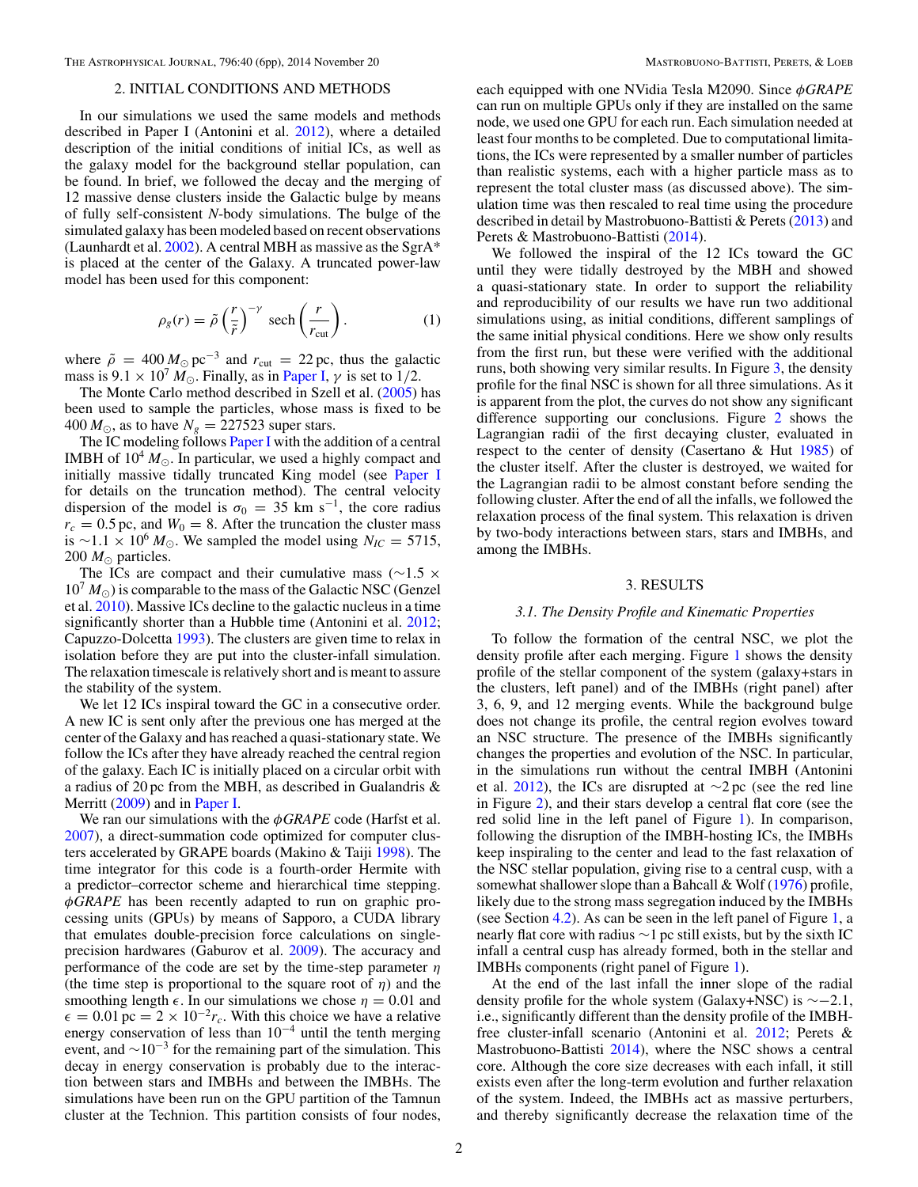## 2. INITIAL CONDITIONS AND METHODS

In our simulations we used the same models and methods described in Paper I (Antonini et al. 2012), where a detailed description of the initial conditions of initial ICs, as well as the galaxy model for the background stellar population, can be found. In brief, we followed the decay and the merging of 12 massive dense clusters inside the Galactic bulge by means of fully self-consistent *N*-body simulations. The bulge of the simulated galaxy has been modeled based on recent observations (Launhardt et al. 2002). A central MBH as massive as the SgrA* is placed at the center of the Galaxy. A truncated power-law model has been used for this component:

$$\rho_g(r) = \tilde{\rho}\left(\frac{r}{\tilde{r}}\right)^{-\gamma} \operatorname{sech}\left(\frac{r}{r_{\rm cut}}\right). \quad (1)$$

where $\tilde{\rho} = 400\,M_\odot\,{\rm pc}^{-3}$ and $r_{\rm cut} = 22\,{\rm pc}$, thus the galactic mass is $9.1 \times 10^7\,M_\odot$. Finally, as in Paper I, $\gamma$ is set to 1/2.

The Monte Carlo method described in Szell et al. (2005) has been used to sample the particles, whose mass is fixed to be $400\,M_\odot$, as to have $N_g = 227523$ super stars.

The IC modeling follows Paper I with the addition of a central IMBH of $10^4\,M_\odot$. In particular, we used a highly compact and initially massive tidally truncated King model (see Paper I for details on the truncation method). The central velocity dispersion of the model is $\sigma_0 = 35$ km s$^{-1}$, the core radius $r_c = 0.5\,{\rm pc}$, and $W_0 = 8$. After the truncation the cluster mass is $\sim 1.1 \times 10^6\,M_\odot$. We sampled the model using $N_{IC} = 5715$, $200\,M_\odot$ particles.

The ICs are compact and their cumulative mass ($\sim 1.5 \times 10^7\,M_\odot$) is comparable to the mass of the Galactic NSC (Genzel et al. 2010). Massive ICs decline to the galactic nucleus in a time significantly shorter than a Hubble time (Antonini et al. 2012; Capuzzo-Dolcetta 1993). The clusters are given time to relax in isolation before they are put into the cluster-infall simulation. The relaxation timescale is relatively short and is meant to assure the stability of the system.

We let 12 ICs inspiral toward the GC in a consecutive order. A new IC is sent only after the previous one has merged at the center of the Galaxy and has reached a quasi-stationary state. We follow the ICs after they have already reached the central region of the galaxy. Each IC is initially placed on a circular orbit with a radius of 20 pc from the MBH, as described in Gualandris & Merritt (2009) and in Paper I.

We ran our simulations with the *ϕGRAPE* code (Harfst et al. 2007), a direct-summation code optimized for computer clusters accelerated by GRAPE boards (Makino & Taiji 1998). The time integrator for this code is a fourth-order Hermite with a predictor–corrector scheme and hierarchical time stepping. *ϕGRAPE* has been recently adapted to run on graphic processing units (GPUs) by means of Sapporo, a CUDA library that emulates double-precision force calculations on single-precision hardwares (Gaburov et al. 2009). The accuracy and performance of the code are set by the time-step parameter $\eta$ (the time step is proportional to the square root of $\eta$) and the smoothing length $\epsilon$. In our simulations we chose $\eta = 0.01$ and $\epsilon = 0.01\,{\rm pc} = 2 \times 10^{-2} r_c$. With this choice we have a relative energy conservation of less than $10^{-4}$ until the tenth merging event, and $\sim 10^{-3}$ for the remaining part of the simulation. This decay in energy conservation is probably due to the interaction between stars and IMBHs and between the IMBHs. The simulations have been run on the GPU partition of the Tamnun cluster at the Technion. This partition consists of four nodes, each equipped with one NVidia Tesla M2090. Since *ϕGRAPE* can run on multiple GPUs only if they are installed on the same node, we used one GPU for each run. Each simulation needed at least four months to be completed. Due to computational limitations, the ICs were represented by a smaller number of particles than realistic systems, each with a higher particle mass as to represent the total cluster mass (as discussed above). The simulation time was then rescaled to real time using the procedure described in detail by Mastrobuono-Battisti & Perets (2013) and Perets & Mastrobuono-Battisti (2014).

We followed the inspiral of the 12 ICs toward the GC until they were tidally destroyed by the MBH and showed a quasi-stationary state. In order to support the reliability and reproducibility of our results we have run two additional simulations using, as initial conditions, different samplings of the same initial physical conditions. Here we show only results from the first run, but these were verified with the additional runs, both showing very similar results. In Figure 3, the density profile for the final NSC is shown for all three simulations. As it is apparent from the plot, the curves do not show any significant difference supporting our conclusions. Figure 2 shows the Lagrangian radii of the first decaying cluster, evaluated in respect to the center of density (Casertano & Hut 1985) of the cluster itself. After the cluster is destroyed, we waited for the Lagrangian radii to be almost constant before sending the following cluster. After the end of all the infalls, we followed the relaxation process of the final system. This relaxation is driven by two-body interactions between stars, stars and IMBHs, and among the IMBHs.

## 3. RESULTS

### *3.1. The Density Profile and Kinematic Properties*

To follow the formation of the central NSC, we plot the density profile after each merging. Figure 1 shows the density profile of the stellar component of the system (galaxy+stars in the clusters, left panel) and of the IMBHs (right panel) after 3, 6, 9, and 12 merging events. While the background bulge does not change its profile, the central region evolves toward an NSC structure. The presence of the IMBHs significantly changes the properties and evolution of the NSC. In particular, in the simulations run without the central IMBH (Antonini et al. 2012), the ICs are disrupted at $\sim 2$ pc (see the red line in Figure 2), and their stars develop a central flat core (see the red solid line in the left panel of Figure 1). In comparison, following the disruption of the IMBH-hosting ICs, the IMBHs keep inspiraling to the center and lead to the fast relaxation of the NSC stellar population, giving rise to a central cusp, with a somewhat shallower slope than a Bahcall & Wolf (1976) profile, likely due to the strong mass segregation induced by the IMBHs (see Section 4.2). As can be seen in the left panel of Figure 1, a nearly flat core with radius $\sim 1$ pc still exists, but by the sixth IC infall a central cusp has already formed, both in the stellar and IMBHs components (right panel of Figure 1).

At the end of the last infall the inner slope of the radial density profile for the whole system (Galaxy+NSC) is $\sim -2.1$, i.e., significantly different than the density profile of the IMBH-free cluster-infall scenario (Antonini et al. 2012; Perets & Mastrobuono-Battisti 2014), where the NSC shows a central core. Although the core size decreases with each infall, it still exists even after the long-term evolution and further relaxation of the system. Indeed, the IMBHs act as massive perturbers, and thereby significantly decrease the relaxation time of the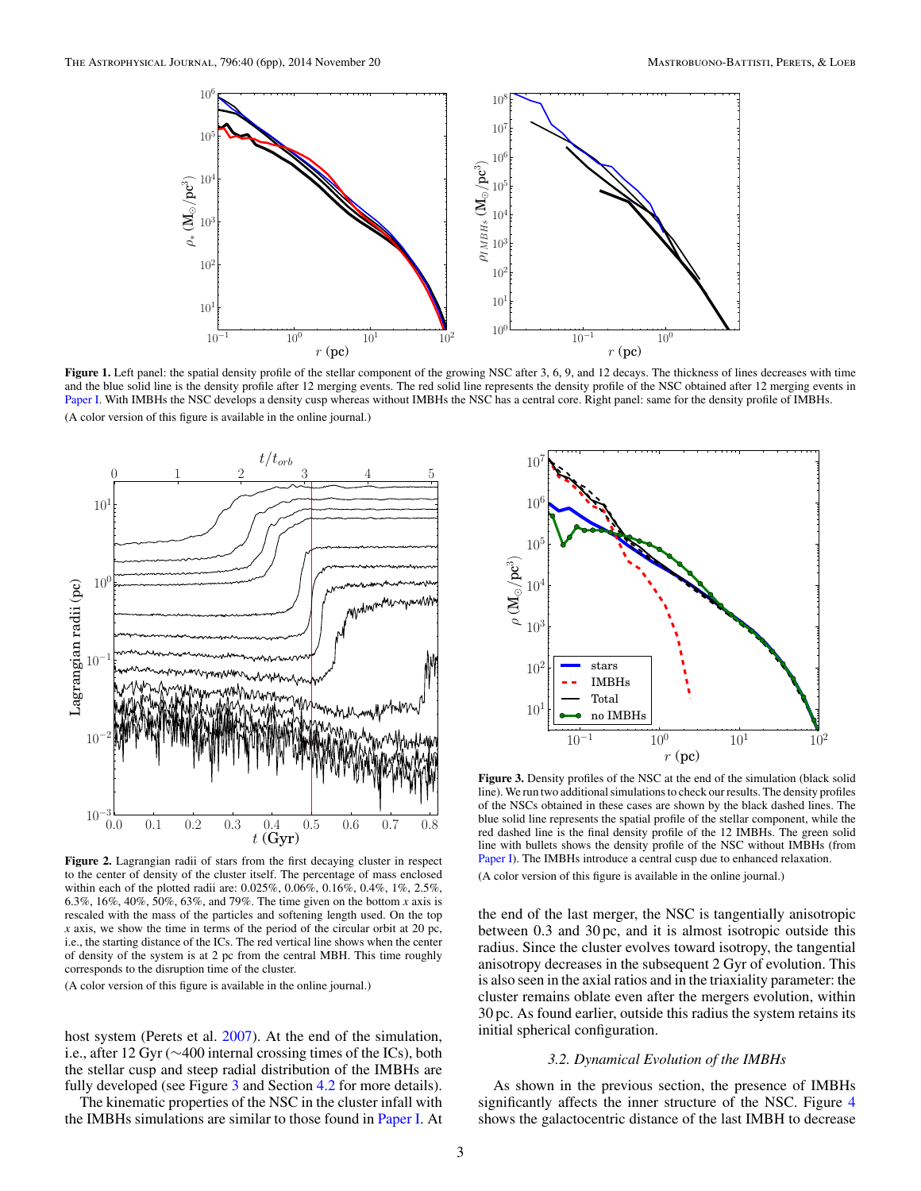**Figure 1.** Left panel: the spatial density profile of the stellar component of the growing NSC after 3, 6, 9, and 12 decays. The thickness of lines decreases with time and the blue solid line is the density profile after 12 merging events. The red solid line represents the density profile of the NSC obtained after 12 merging events in Paper I. With IMBHs the NSC develops a density cusp whereas without IMBHs the NSC has a central core. Right panel: same for the density profile of IMBHs.

(A color version of this figure is available in the online journal.)

**Figure 2.** Lagrangian radii of stars from the first decaying cluster in respect to the center of density of the cluster itself. The percentage of mass enclosed within each of the plotted radii are: 0.025%, 0.06%, 0.16%, 0.4%, 1%, 2.5%, 6.3%, 16%, 40%, 50%, 63%, and 79%. The time given on the bottom $x$ axis is rescaled with the mass of the particles and softening length used. On the top $x$ axis, we show the time in terms of the period of the circular orbit at 20 pc, i.e., the starting distance of the ICs. The red vertical line shows when the center of density of the system is at 2 pc from the central MBH. This time roughly corresponds to the disruption time of the cluster.

(A color version of this figure is available in the online journal.)

host system (Perets et al. 2007). At the end of the simulation, i.e., after 12 Gyr (~400 internal crossing times of the ICs), both the stellar cusp and steep radial distribution of the IMBHs are fully developed (see Figure 3 and Section 4.2 for more details).

The kinematic properties of the NSC in the cluster infall with the IMBHs simulations are similar to those found in Paper I. At the end of the last merger, the NSC is tangentially anisotropic between 0.3 and 30 pc, and it is almost isotropic outside this radius. Since the cluster evolves toward isotropy, the tangential anisotropy decreases in the subsequent 2 Gyr of evolution. This is also seen in the axial ratios and in the triaxiality parameter: the cluster remains oblate even after the mergers evolution, within 30 pc. As found earlier, outside this radius the system retains its initial spherical configuration.

**Figure 3.** Density profiles of the NSC at the end of the simulation (black solid line). We run two additional simulations to check our results. The density profiles of the NSCs obtained in these cases are shown by the black dashed lines. The blue solid line represents the spatial profile of the stellar component, while the red dashed line is the final density profile of the 12 IMBHs. The green solid line with bullets shows the density profile of the NSC without IMBHs (from Paper I). The IMBHs introduce a central cusp due to enhanced relaxation.

(A color version of this figure is available in the online journal.)

### 3.2. Dynamical Evolution of the IMBHs

As shown in the previous section, the presence of IMBHs significantly affects the inner structure of the NSC. Figure 4 shows the galactocentric distance of the last IMBH to decrease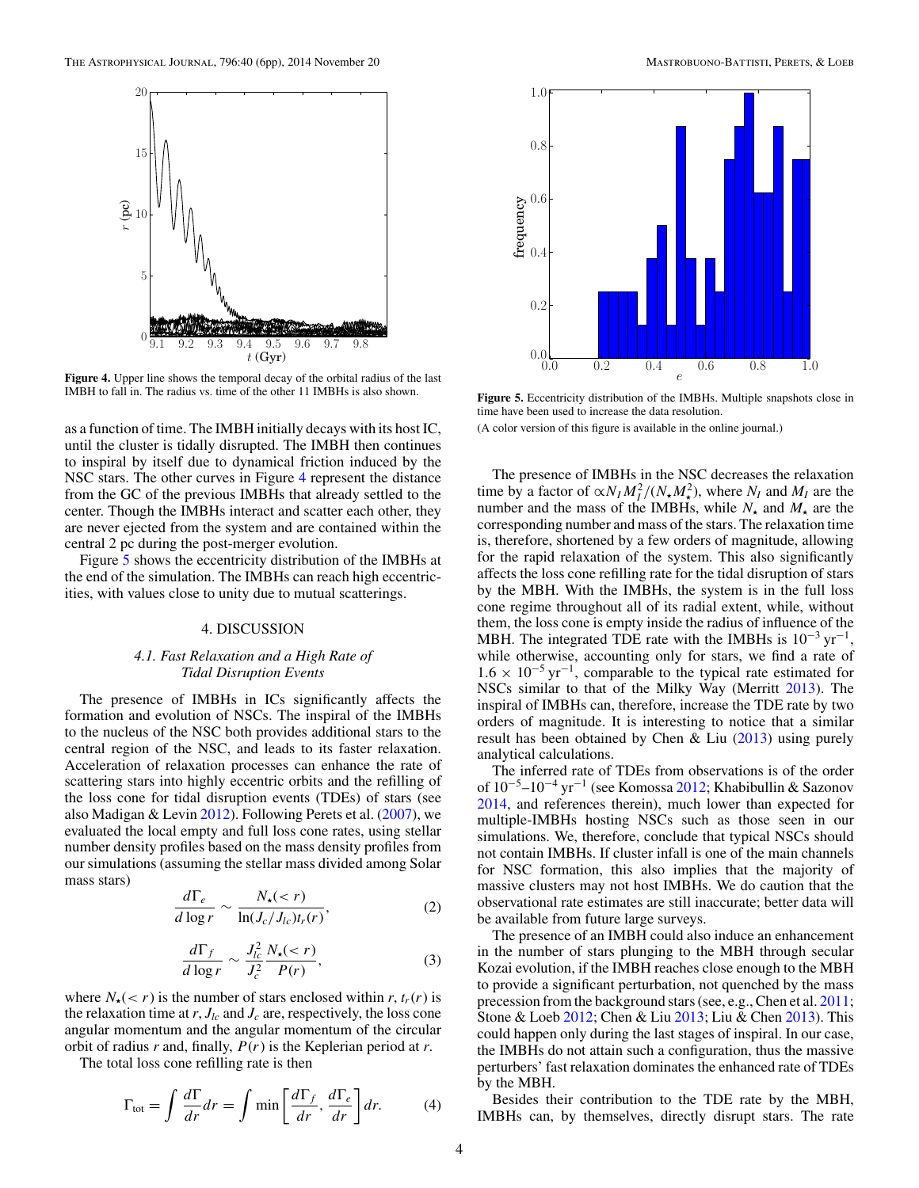**Figure 4.** Upper line shows the temporal decay of the orbital radius of the last IMBH to fall in. The radius vs. time of the other 11 IMBHs is also shown.

**Figure 5.** Eccentricity distribution of the IMBHs. Multiple snapshots close in time have been used to increase the data resolution.

(A color version of this figure is available in the online journal.)

as a function of time. The IMBH initially decays with its host IC, until the cluster is tidally disrupted. The IMBH then continues to inspiral by itself due to dynamical friction induced by the NSC stars. The other curves in Figure 4 represent the distance from the GC of the previous IMBHs that already settled to the center. Though the IMBHs interact and scatter each other, they are never ejected from the system and are contained within the central 2 pc during the post-merger evolution.

Figure 5 shows the eccentricity distribution of the IMBHs at the end of the simulation. The IMBHs can reach high eccentricities, with values close to unity due to mutual scatterings.

## 4. DISCUSSION

### *4.1. Fast Relaxation and a High Rate of Tidal Disruption Events*

The presence of IMBHs in ICs significantly affects the formation and evolution of NSCs. The inspiral of the IMBHs to the nucleus of the NSC both provides additional stars to the central region of the NSC, and leads to its faster relaxation. Acceleration of relaxation processes can enhance the rate of scattering stars into highly eccentric orbits and the refilling of the loss cone for tidal disruption events (TDEs) of stars (see also Madigan & Levin 2012). Following Perets et al. (2007), we evaluated the local empty and full loss cone rates, using stellar number density profiles based on the mass density profiles from our simulations (assuming the stellar mass divided among Solar mass stars)

$$\frac{d\Gamma_e}{d\log r} \sim \frac{N_\star(<r)}{\ln(J_c/J_{lc})t_r(r)}, \tag{2}$$

$$\frac{d\Gamma_f}{d\log r} \sim \frac{J_{lc}^2}{J_c^2}\frac{N_\star(<r)}{P(r)}, \tag{3}$$

where $N_\star(<r)$ is the number of stars enclosed within $r$, $t_r(r)$ is the relaxation time at $r$, $J_{lc}$ and $J_c$ are, respectively, the loss cone angular momentum and the angular momentum of the circular orbit of radius $r$ and, finally, $P(r)$ is the Keplerian period at $r$.

The total loss cone refilling rate is then

$$\Gamma_{\rm tot} = \int \frac{d\Gamma}{dr}dr = \int \min\left[\frac{d\Gamma_f}{dr}, \frac{d\Gamma_e}{dr}\right]dr. \tag{4}$$

The presence of IMBHs in the NSC decreases the relaxation time by a factor of $\propto N_I M_I^2/(N_\star M_\star^2)$, where $N_I$ and $M_I$ are the number and the mass of the IMBHs, while $N_\star$ and $M_\star$ are the corresponding number and mass of the stars. The relaxation time is, therefore, shortened by a few orders of magnitude, allowing for the rapid relaxation of the system. This also significantly affects the loss cone refilling rate for the tidal disruption of stars by the MBH. With the IMBHs, the system is in the full loss cone regime throughout all of its radial extent, while, without them, the loss cone is empty inside the radius of influence of the MBH. The integrated TDE rate with the IMBHs is $10^{-3}\,\mathrm{yr}^{-1}$, while otherwise, accounting only for stars, we find a rate of $1.6 \times 10^{-5}\,\mathrm{yr}^{-1}$, comparable to the typical rate estimated for NSCs similar to that of the Milky Way (Merritt 2013). The inspiral of IMBHs can, therefore, increase the TDE rate by two orders of magnitude. It is interesting to notice that a similar result has been obtained by Chen & Liu (2013) using purely analytical calculations.

The inferred rate of TDEs from observations is of the order of $10^{-5}$–$10^{-4}\,\mathrm{yr}^{-1}$ (see Komossa 2012; Khabibullin & Sazonov 2014, and references therein), much lower than expected for multiple-IMBHs hosting NSCs such as those seen in our simulations. We, therefore, conclude that typical NSCs should not contain IMBHs. If cluster infall is one of the main channels for NSC formation, this also implies that the majority of massive clusters may not host IMBHs. We do caution that the observational rate estimates are still inaccurate; better data will be available from future large surveys.

The presence of an IMBH could also induce an enhancement in the number of stars plunging to the MBH through secular Kozai evolution, if the IMBH reaches close enough to the MBH to provide a significant perturbation, not quenched by the mass precession from the background stars (see, e.g., Chen et al. 2011; Stone & Loeb 2012; Chen & Liu 2013; Liu & Chen 2013). This could happen only during the last stages of inspiral. In our case, the IMBHs do not attain such a configuration, thus the massive perturbers' fast relaxation dominates the enhanced rate of TDEs by the MBH.

Besides their contribution to the TDE rate by the MBH, IMBHs can, by themselves, directly disrupt stars. The rate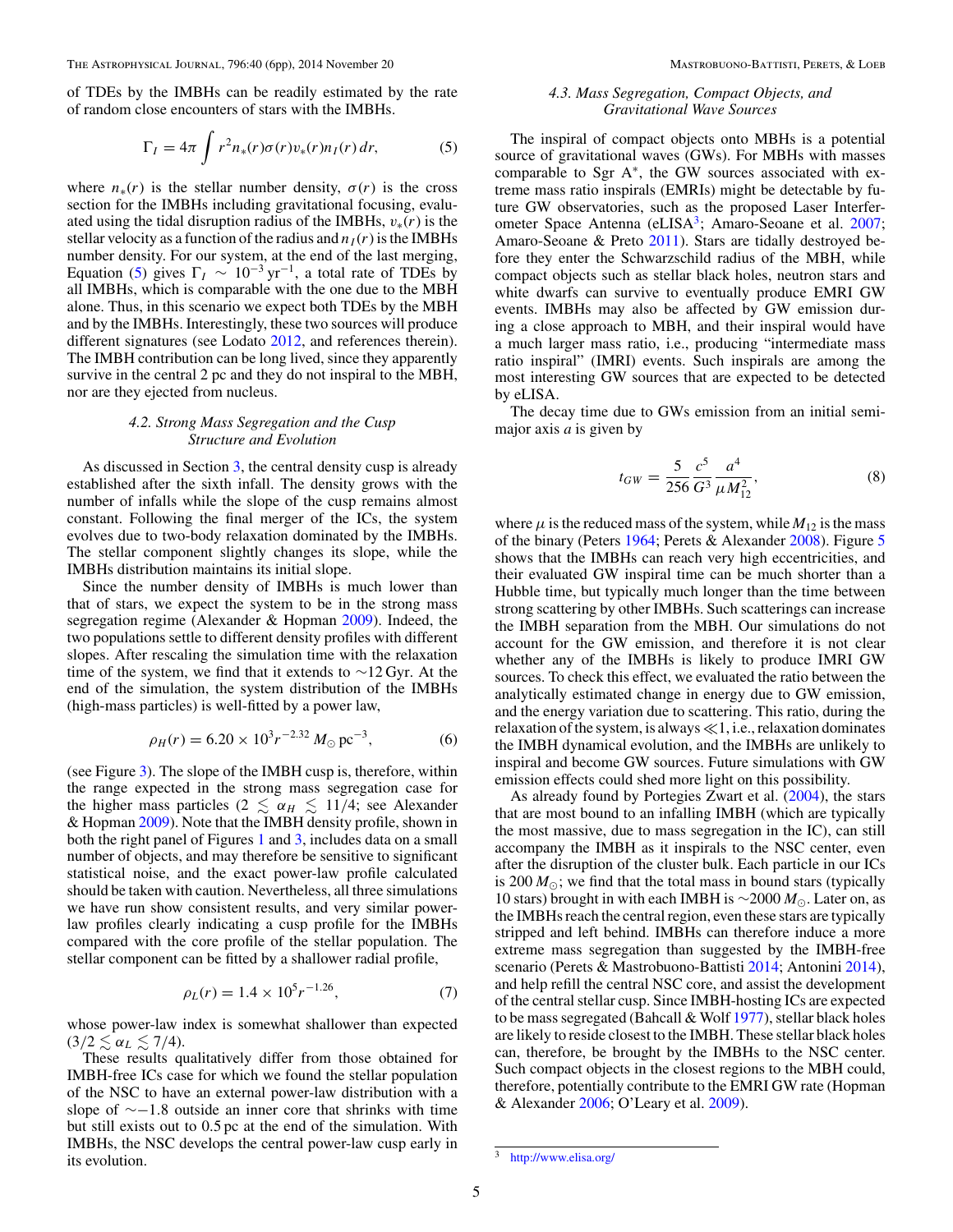of TDEs by the IMBHs can be readily estimated by the rate of random close encounters of stars with the IMBHs.

$$\Gamma_I = 4\pi \int r^2 n_*(r)\sigma(r)v_*(r)n_I(r)\,dr, \tag{5}$$

where $n_*(r)$ is the stellar number density, $\sigma(r)$ is the cross section for the IMBHs including gravitational focusing, evaluated using the tidal disruption radius of the IMBHs, $v_*(r)$ is the stellar velocity as a function of the radius and $n_I(r)$ is the IMBHs number density. For our system, at the end of the last merging, Equation (5) gives $\Gamma_I \sim 10^{-3}\,\mathrm{yr}^{-1}$, a total rate of TDEs by all IMBHs, which is comparable with the one due to the MBH alone. Thus, in this scenario we expect both TDEs by the MBH and by the IMBHs. Interestingly, these two sources will produce different signatures (see Lodato 2012, and references therein). The IMBH contribution can be long lived, since they apparently survive in the central 2 pc and they do not inspiral to the MBH, nor are they ejected from nucleus.

### 4.2. Strong Mass Segregation and the Cusp Structure and Evolution

As discussed in Section 3, the central density cusp is already established after the sixth infall. The density grows with the number of infalls while the slope of the cusp remains almost constant. Following the final merger of the ICs, the system evolves due to two-body relaxation dominated by the IMBHs. The stellar component slightly changes its slope, while the IMBHs distribution maintains its initial slope.

Since the number density of IMBHs is much lower than that of stars, we expect the system to be in the strong mass segregation regime (Alexander & Hopman 2009). Indeed, the two populations settle to different density profiles with different slopes. After rescaling the simulation time with the relaxation time of the system, we find that it extends to $\sim$12 Gyr. At the end of the simulation, the system distribution of the IMBHs (high-mass particles) is well-fitted by a power law,

$$\rho_H(r) = 6.20 \times 10^3 r^{-2.32}\,M_\odot\,\mathrm{pc}^{-3}, \tag{6}$$

(see Figure 3). The slope of the IMBH cusp is, therefore, within the range expected in the strong mass segregation case for the higher mass particles ($2 \lesssim \alpha_H \lesssim 11/4$; see Alexander & Hopman 2009). Note that the IMBH density profile, shown in both the right panel of Figures 1 and 3, includes data on a small number of objects, and may therefore be sensitive to significant statistical noise, and the exact power-law profile calculated should be taken with caution. Nevertheless, all three simulations we have run show consistent results, and very similar power-law profiles clearly indicating a cusp profile for the IMBHs compared with the core profile of the stellar population. The stellar component can be fitted by a shallower radial profile,

$$\rho_L(r) = 1.4 \times 10^5 r^{-1.26}, \tag{7}$$

whose power-law index is somewhat shallower than expected ($3/2 \lesssim \alpha_L \lesssim 7/4$).

These results qualitatively differ from those obtained for IMBH-free ICs case for which we found the stellar population of the NSC to have an external power-law distribution with a slope of $\sim -1.8$ outside an inner core that shrinks with time but still exists out to 0.5 pc at the end of the simulation. With IMBHs, the NSC develops the central power-law cusp early in its evolution.

### 4.3. Mass Segregation, Compact Objects, and Gravitational Wave Sources

The inspiral of compact objects onto MBHs is a potential source of gravitational waves (GWs). For MBHs with masses comparable to Sgr A*, the GW sources associated with extreme mass ratio inspirals (EMRIs) might be detectable by future GW observatories, such as the proposed Laser Interferometer Space Antenna (eLISA[3]; Amaro-Seoane et al. 2007; Amaro-Seoane & Preto 2011). Stars are tidally destroyed before they enter the Schwarzschild radius of the MBH, while compact objects such as stellar black holes, neutron stars and white dwarfs can survive to eventually produce EMRI GW events. IMBHs may also be affected by GW emission during a close approach to MBH, and their inspiral would have a much larger mass ratio, i.e., producing "intermediate mass ratio inspiral" (IMRI) events. Such inspirals are among the most interesting GW sources that are expected to be detected by eLISA.

The decay time due to GWs emission from an initial semi-major axis $a$ is given by

$$t_{GW} = \frac{5}{256}\frac{c^5}{G^3}\frac{a^4}{\mu M_{12}^2}, \tag{8}$$

where $\mu$ is the reduced mass of the system, while $M_{12}$ is the mass of the binary (Peters 1964; Perets & Alexander 2008). Figure 5 shows that the IMBHs can reach very high eccentricities, and their evaluated GW inspiral time can be much shorter than a Hubble time, but typically much longer than the time between strong scattering by other IMBHs. Such scatterings can increase the IMBH separation from the MBH. Our simulations do not account for the GW emission, and therefore it is not clear whether any of the IMBHs is likely to produce IMRI GW sources. To check this effect, we evaluated the ratio between the analytically estimated change in energy due to GW emission, and the energy variation due to scattering. This ratio, during the relaxation of the system, is always $\ll$1, i.e., relaxation dominates the IMBH dynamical evolution, and the IMBHs are unlikely to inspiral and become GW sources. Future simulations with GW emission effects could shed more light on this possibility.

As already found by Portegies Zwart et al. (2004), the stars that are most bound to an infalling IMBH (which are typically the most massive, due to mass segregation in the IC), can still accompany the IMBH as it inspirals to the NSC center, even after the disruption of the cluster bulk. Each particle in our ICs is 200 $M_\odot$; we find that the total mass in bound stars (typically 10 stars) brought in with each IMBH is $\sim$2000 $M_\odot$. Later on, as the IMBHs reach the central region, even these stars are typically stripped and left behind. IMBHs can therefore induce a more extreme mass segregation than suggested by the IMBH-free scenario (Perets & Mastrobuono-Battisti 2014; Antonini 2014), and help refill the central NSC core, and assist the development of the central stellar cusp. Since IMBH-hosting ICs are expected to be mass segregated (Bahcall & Wolf 1977), stellar black holes are likely to reside closest to the IMBH. These stellar black holes can, therefore, be brought by the IMBHs to the NSC center. Such compact objects in the closest regions to the MBH could, therefore, potentially contribute to the EMRI GW rate (Hopman & Alexander 2006; O'Leary et al. 2009).

---

[3] http://www.elisa.org/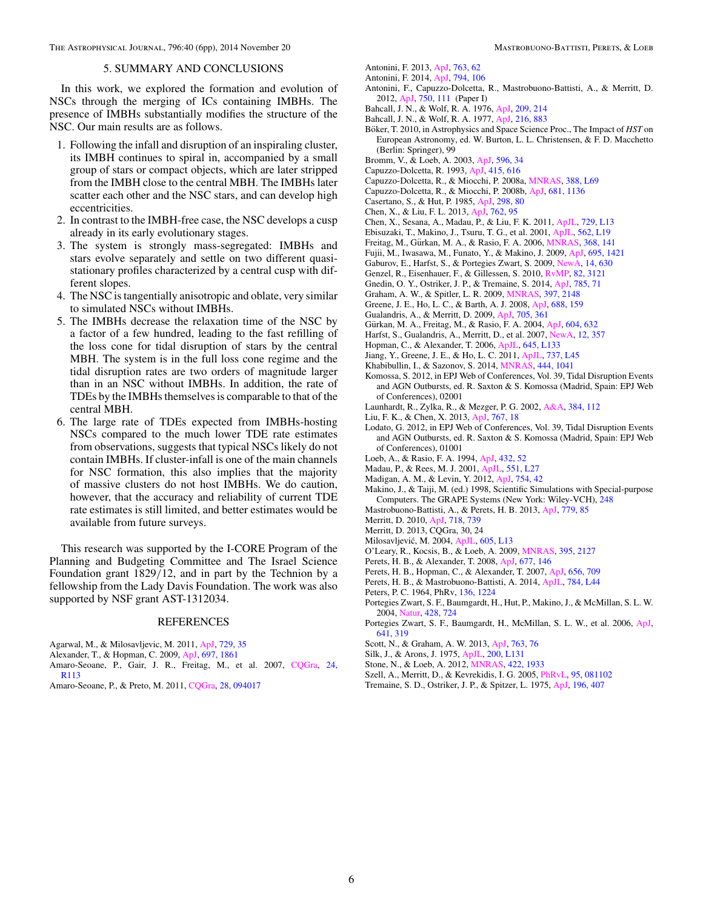## 5. SUMMARY AND CONCLUSIONS

In this work, we explored the formation and evolution of NSCs through the merging of ICs containing IMBHs. The presence of IMBHs substantially modifies the structure of the NSC. Our main results are as follows.

1. Following the infall and disruption of an inspiraling cluster, its IMBH continues to spiral in, accompanied by a small group of stars or compact objects, which are later stripped from the IMBH close to the central MBH. The IMBHs later scatter each other and the NSC stars, and can develop high eccentricities.
2. In contrast to the IMBH-free case, the NSC develops a cusp already in its early evolutionary stages.
3. The system is strongly mass-segregated: IMBHs and stars evolve separately and settle on two different quasi-stationary profiles characterized by a central cusp with different slopes.
4. The NSC is tangentially anisotropic and oblate, very similar to simulated NSCs without IMBHs.
5. The IMBHs decrease the relaxation time of the NSC by a factor of a few hundred, leading to the fast refilling of the loss cone for tidal disruption of stars by the central MBH. The system is in the full loss cone regime and the tidal disruption rates are two orders of magnitude larger than in an NSC without IMBHs. In addition, the rate of TDEs by the IMBHs themselves is comparable to that of the central MBH.
6. The large rate of TDEs expected from IMBHs-hosting NSCs compared to the much lower TDE rate estimates from observations, suggests that typical NSCs likely do not contain IMBHs. If cluster-infall is one of the main channels for NSC formation, this also implies that the majority of massive clusters do not host IMBHs. We do caution, however, that the accuracy and reliability of current TDE rate estimates is still limited, and better estimates would be available from future surveys.

This research was supported by the I-CORE Program of the Planning and Budgeting Committee and The Israel Science Foundation grant 1829/12, and in part by the Technion by a fellowship from the Lady Davis Foundation. The work was also supported by NSF grant AST-1312034.

## REFERENCES

Agarwal, M., & Milosavljevic, M. 2011, ApJ, 729, 35
Alexander, T., & Hopman, C. 2009, ApJ, 697, 1861
Amaro-Seoane, P., Gair, J. R., Freitag, M., et al. 2007, CQGra, 24, R113
Amaro-Seoane, P., & Preto, M. 2011, CQGra, 28, 094017
Antonini, F. 2013, ApJ, 763, 62
Antonini, F. 2014, ApJ, 794, 106
Antonini, F., Capuzzo-Dolcetta, R., Mastrobuono-Battisti, A., & Merritt, D. 2012, ApJ, 750, 111 (Paper I)
Bahcall, J. N., & Wolf, R. A. 1976, ApJ, 209, 214
Bahcall, J. N., & Wolf, R. A. 1977, ApJ, 216, 883
Böker, T. 2010, in Astrophysics and Space Science Proc., The Impact of *HST* on European Astronomy, ed. W. Burton, L. L. Christensen, & F. D. Macchetto (Berlin: Springer), 99
Bromm, V., & Loeb, A. 2003, ApJ, 596, 34
Capuzzo-Dolcetta, R. 1993, ApJ, 415, 616
Capuzzo-Dolcetta, R., & Miocchi, P. 2008a, MNRAS, 388, L69
Capuzzo-Dolcetta, R., & Miocchi, P. 2008b, ApJ, 681, 1136
Casertano, S., & Hut, P. 1985, ApJ, 298, 80
Chen, X., & Liu, F. L. 2013, ApJ, 762, 95
Chen, X., Sesana, A., Madau, P., & Liu, F. K. 2011, ApJL, 729, L13
Ebisuzaki, T., Makino, J., Tsuru, T. G., et al. 2001, ApJL, 562, L19
Freitag, M., Gürkan, M. A., & Rasio, F. A. 2006, MNRAS, 368, 141
Fujii, M., Iwasawa, M., Funato, Y., & Makino, J. 2009, ApJ, 695, 1421
Gaburov, E., Harfst, S., & Portegies Zwart, S. 2009, NewA, 14, 630
Genzel, R., Eisenhauer, F., & Gillessen, S. 2010, RvMP, 82, 3121
Gnedin, O. Y., Ostriker, J. P., & Tremaine, S. 2014, ApJ, 785, 71
Graham, A. W., & Spitler, L. R. 2009, MNRAS, 397, 2148
Greene, J. E., Ho, L. C., & Barth, A. J. 2008, ApJ, 688, 159
Gualandris, A., & Merritt, D. 2009, ApJ, 705, 361
Gürkan, M. A., Freitag, M., & Rasio, F. A. 2004, ApJ, 604, 632
Harfst, S., Gualandris, A., Merritt, D., et al. 2007, NewA, 12, 357
Hopman, C., & Alexander, T. 2006, ApJL, 645, L133
Jiang, Y., Greene, J. E., & Ho, L. C. 2011, ApJL, 737, L45
Khabibullin, I., & Sazonov, S. 2014, MNRAS, 444, 1041
Komossa, S. 2012, in EPJ Web of Conferences, Vol. 39, Tidal Disruption Events and AGN Outbursts, ed. R. Saxton & S. Komossa (Madrid, Spain: EPJ Web of Conferences), 02001
Launhardt, R., Zylka, R., & Mezger, P. G. 2002, A&A, 384, 112
Liu, F. K., & Chen, X. 2013, ApJ, 767, 18
Lodato, G. 2012, in EPJ Web of Conferences, Vol. 39, Tidal Disruption Events and AGN Outbursts, ed. R. Saxton & S. Komossa (Madrid, Spain: EPJ Web of Conferences), 01001
Loeb, A., & Rasio, F. A. 1994, ApJ, 432, 52
Madau, P., & Rees, M. J. 2001, ApJL, 551, L27
Madigan, A. M., & Levin, Y. 2012, ApJ, 754, 42
Makino, J., & Taiji, M. (ed.) 1998, Scientific Simulations with Special-purpose Computers. The GRAPE Systems (New York: Wiley-VCH), 248
Mastrobuono-Battisti, A., & Perets, H. B. 2013, ApJ, 779, 85
Merritt, D. 2010, ApJ, 718, 739
Merritt, D. 2013, CQGra, 30, 24
Milosavljević, M. 2004, ApJL, 605, L13
O'Leary, R., Kocsis, B., & Loeb, A. 2009, MNRAS, 395, 2127
Perets, H. B., & Alexander, T. 2008, ApJ, 677, 146
Perets, H. B., Hopman, C., & Alexander, T. 2007, ApJ, 656, 709
Perets, H. B., & Mastrobuono-Battisti, A. 2014, ApJL, 784, L44
Peters, P. C. 1964, PhRv, 136, 1224
Portegies Zwart, S. F., Baumgardt, H., Hut, P., Makino, J., & McMillan, S. L. W. 2004, Natur, 428, 724
Portegies Zwart, S. F., Baumgardt, H., McMillan, S. L. W., et al. 2006, ApJ, 641, 319
Scott, N., & Graham, A. W. 2013, ApJ, 763, 76
Silk, J., & Arons, J. 1975, ApJL, 200, L131
Stone, N., & Loeb, A. 2012, MNRAS, 422, 1933
Szell, A., Merritt, D., & Kevrekidis, I. G. 2005, PhRvL, 95, 081102
Tremaine, S. D., Ostriker, J. P., & Spitzer, L. 1975, ApJ, 196, 407